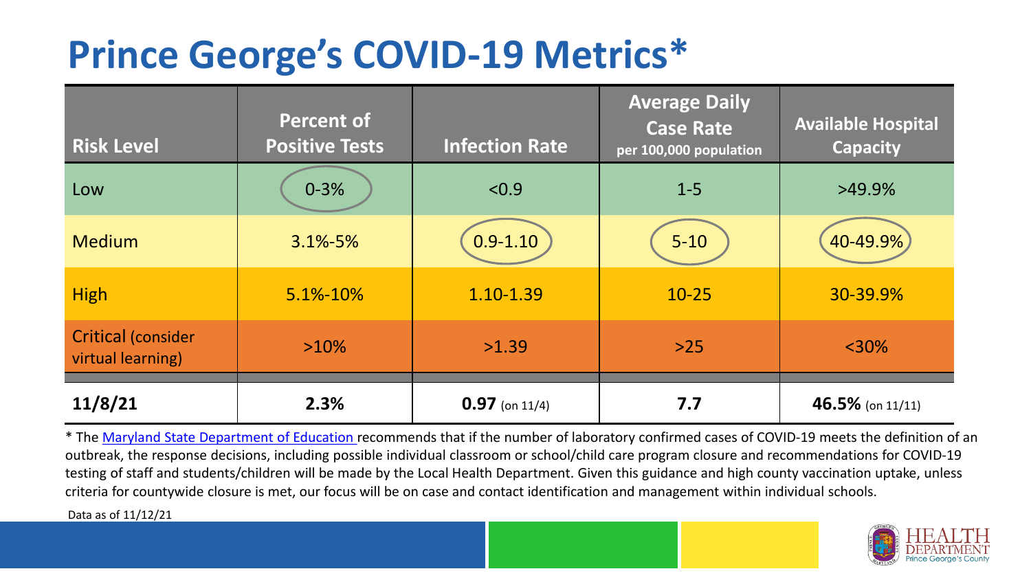# Prince George's COVID-19 Metrics*

| Risk Level | Percent of Positive Tests | Infection Rate | Average Daily Case Rate per 100,000 population | Available Hospital Capacity |
|---|---|---|---|---|
| Low | 0-3% | <0.9 | 1-5 | >49.9% |
| Medium | 3.1%-5% | 0.9-1.10 | 5-10 | 40-49.9% |
| High | 5.1%-10% | 1.10-1.39 | 10-25 | 30-39.9% |
| Critical (consider virtual learning) | >10% | >1.39 | >25 | <30% |
| **11/8/21** | **2.3%** | **0.97** (on 11/4) | **7.7** | **46.5%** (on 11/11) |

* The Maryland State Department of Education recommends that if the number of laboratory confirmed cases of COVID-19 meets the definition of an outbreak, the response decisions, including possible individual classroom or school/child care program closure and recommendations for COVID-19 testing of staff and students/children will be made by the Local Health Department. Given this guidance and high county vaccination uptake, unless criteria for countywide closure is met, our focus will be on case and contact identification and management within individual schools.

Data as of 11/12/21

HEALTH DEPARTMENT Prince George's County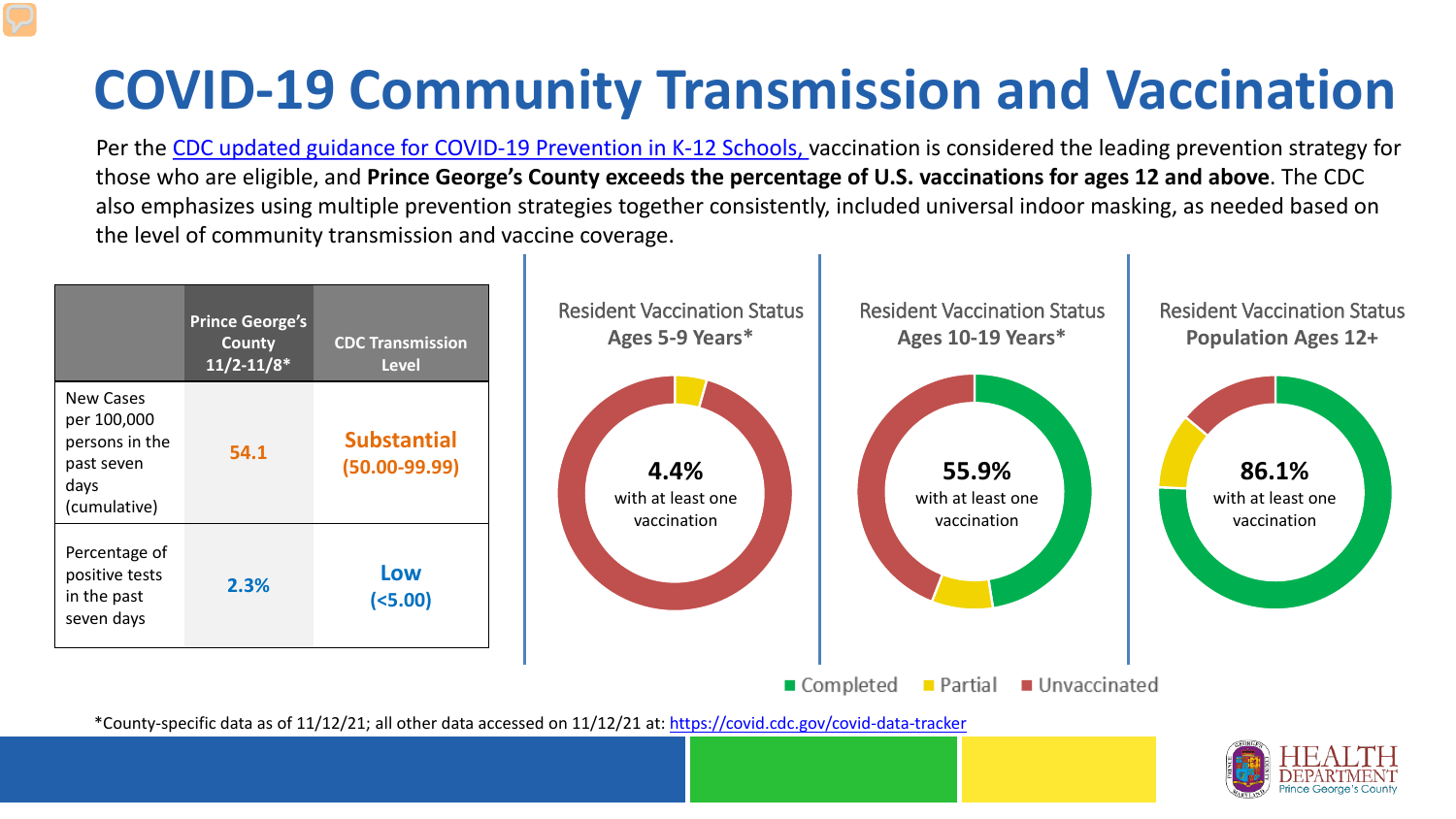# COVID-19 Community Transmission and Vaccination

Per the CDC updated guidance for COVID-19 Prevention in K-12 Schools, vaccination is considered the leading prevention strategy for those who are eligible, and **Prince George's County exceeds the percentage of U.S. vaccinations for ages 12 and above**. The CDC also emphasizes using multiple prevention strategies together consistently, included universal indoor masking, as needed based on the level of community transmission and vaccine coverage.

| | Prince George's County 11/2-11/8* | CDC Transmission Level |
|---|---|---|
| New Cases per 100,000 persons in the past seven days (cumulative) | 54.1 | Substantial (50.00-99.99) |
| Percentage of positive tests in the past seven days | 2.3% | Low (<5.00) |

Resident Vaccination Status **Ages 5-9 Years***

**4.4%** with at least one vaccination

Resident Vaccination Status **Ages 10-19 Years***

**55.9%** with at least one vaccination

Resident Vaccination Status **Population Ages 12+**

**86.1%** with at least one vaccination

Completed · Partial · Unvaccinated

*County-specific data as of 11/12/21; all other data accessed on 11/12/21 at: https://covid.cdc.gov/covid-data-tracker

HEALTH DEPARTMENT Prince George's County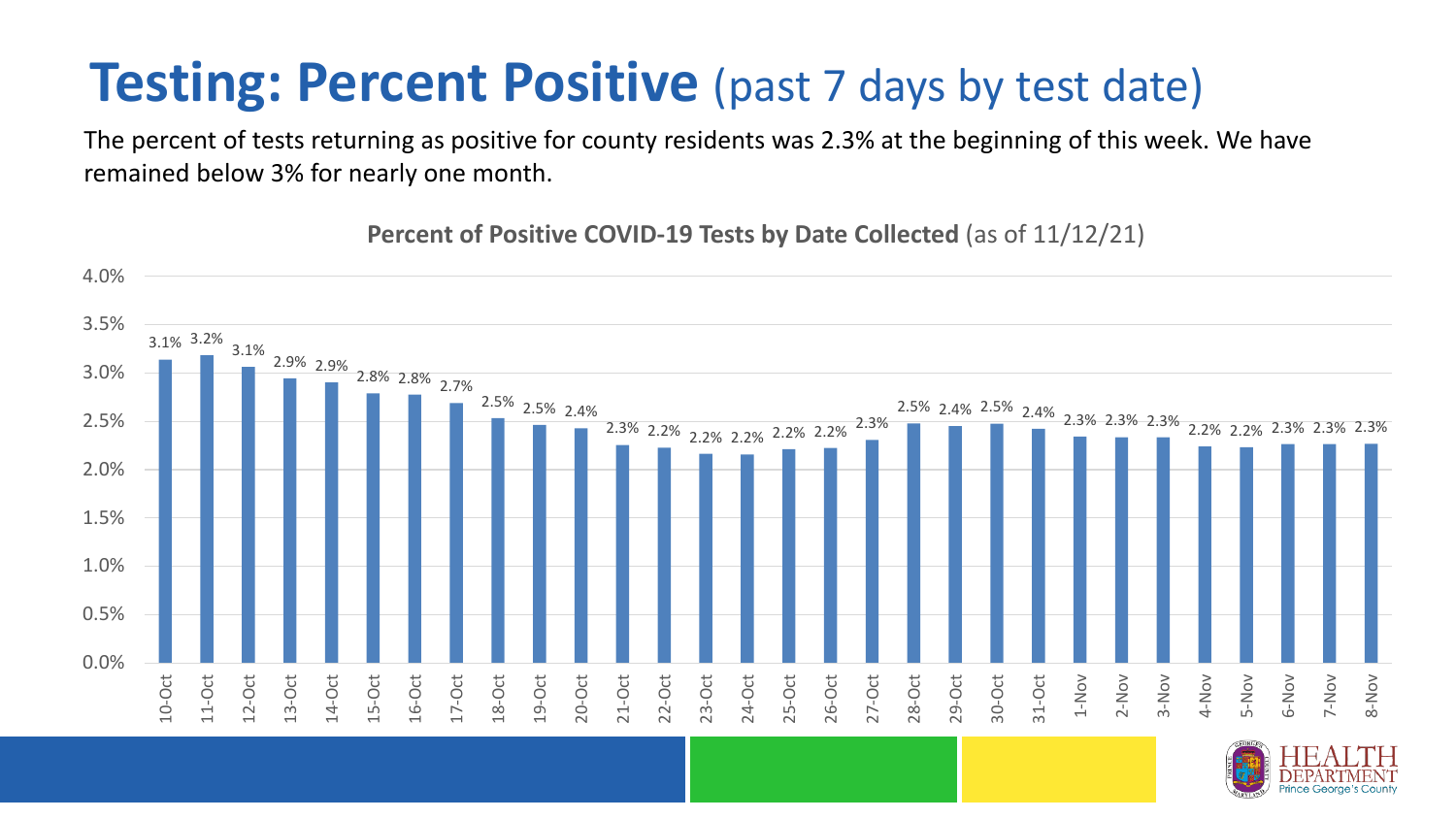# Testing: Percent Positive (past 7 days by test date)

The percent of tests returning as positive for county residents was 2.3% at the beginning of this week. We have remained below 3% for nearly one month.

**Percent of Positive COVID-19 Tests by Date Collected** (as of 11/12/21)

| Date | Percent Positive |
| --- | --- |
| 10-Oct | 3.1% |
| 11-Oct | 3.2% |
| 12-Oct | 3.1% |
| 13-Oct | 2.9% |
| 14-Oct | 2.9% |
| 15-Oct | 2.8% |
| 16-Oct | 2.8% |
| 17-Oct | 2.7% |
| 18-Oct | 2.5% |
| 19-Oct | 2.5% |
| 20-Oct | 2.4% |
| 21-Oct | 2.3% |
| 22-Oct | 2.2% |
| 23-Oct | 2.2% |
| 24-Oct | 2.2% |
| 25-Oct | 2.2% |
| 26-Oct | 2.2% |
| 27-Oct | 2.3% |
| 28-Oct | 2.5% |
| 29-Oct | 2.4% |
| 30-Oct | 2.5% |
| 31-Oct | 2.4% |
| 1-Nov | 2.3% |
| 2-Nov | 2.3% |
| 3-Nov | 2.3% |
| 4-Nov | 2.2% |
| 5-Nov | 2.2% |
| 6-Nov | 2.3% |
| 7-Nov | 2.3% |
| 8-Nov | 2.3% |

HEALTH DEPARTMENT Prince George's County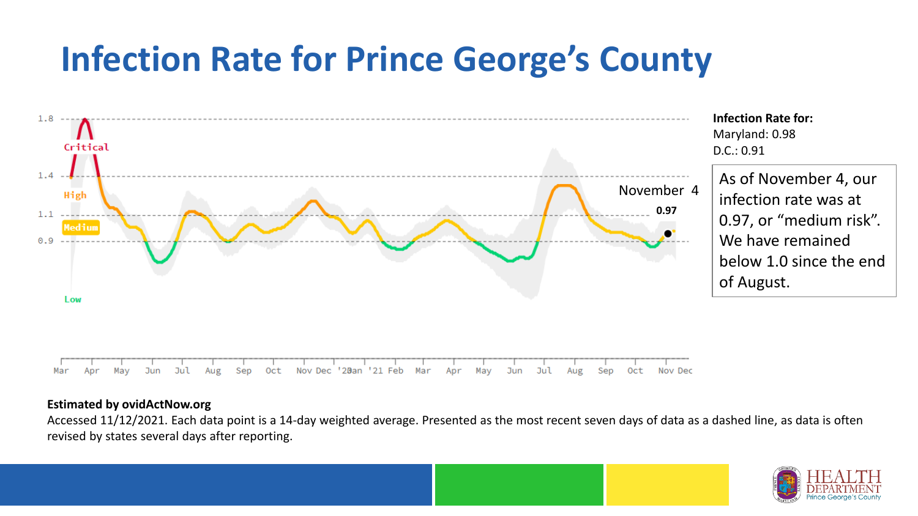# Infection Rate for Prince George's County

**Infection Rate for:**
Maryland: 0.98
D.C.: 0.91

As of November 4, our infection rate was at 0.97, or "medium risk". We have remained below 1.0 since the end of August.

**Estimated by ovidActNow.org**

Accessed 11/12/2021. Each data point is a 14-day weighted average. Presented as the most recent seven days of data as a dashed line, as data is often revised by states several days after reporting.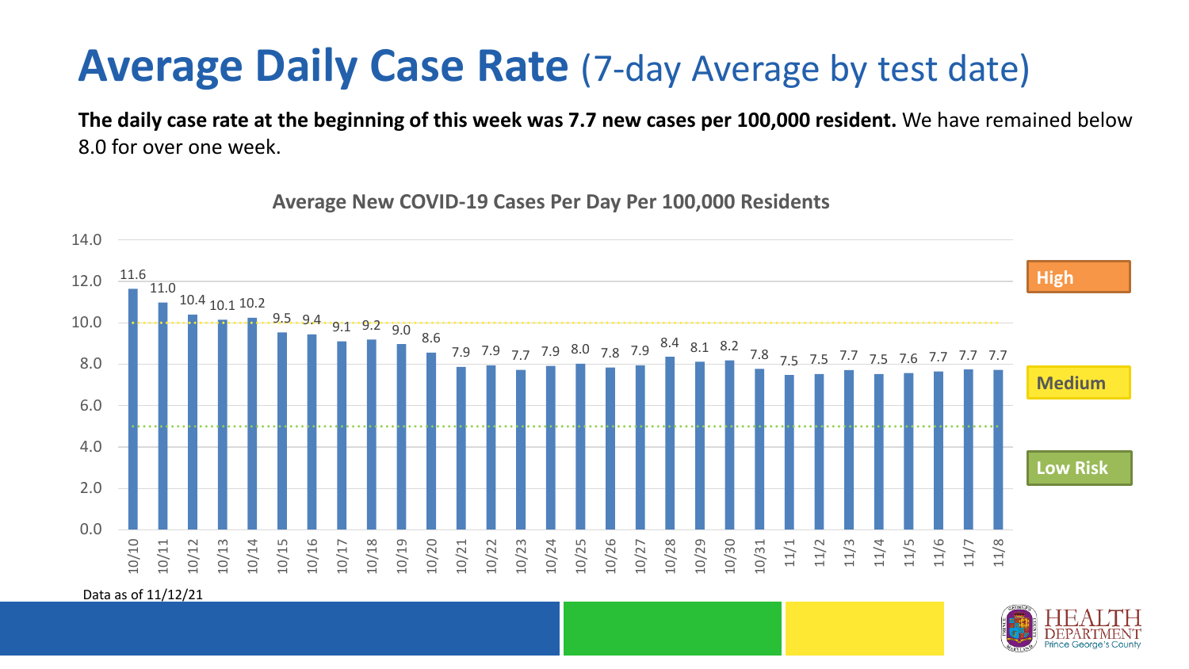# **Average Daily Case Rate** (7-day Average by test date)

**The daily case rate at the beginning of this week was 7.7 new cases per 100,000 resident.** We have remained below 8.0 for over one week.

**Average New COVID-19 Cases Per Day Per 100,000 Residents**

| Date | Cases per 100,000 |
|---|---|
| 10/10 | 11.6 |
| 10/11 | 11.0 |
| 10/12 | 10.4 |
| 10/13 | 10.1 |
| 10/14 | 10.2 |
| 10/15 | 9.5 |
| 10/16 | 9.4 |
| 10/17 | 9.1 |
| 10/18 | 9.2 |
| 10/19 | 9.0 |
| 10/20 | 8.6 |
| 10/21 | 7.9 |
| 10/22 | 7.9 |
| 10/23 | 7.7 |
| 10/24 | 7.9 |
| 10/25 | 8.0 |
| 10/26 | 7.8 |
| 10/27 | 7.9 |
| 10/28 | 8.4 |
| 10/29 | 8.1 |
| 10/30 | 8.2 |
| 10/31 | 7.8 |
| 11/1 | 7.5 |
| 11/2 | 7.5 |
| 11/3 | 7.7 |
| 11/4 | 7.5 |
| 11/5 | 7.6 |
| 11/6 | 7.7 |
| 11/7 | 7.7 |
| 11/8 | 7.7 |

Risk levels: High, Medium, Low Risk

Data as of 11/12/21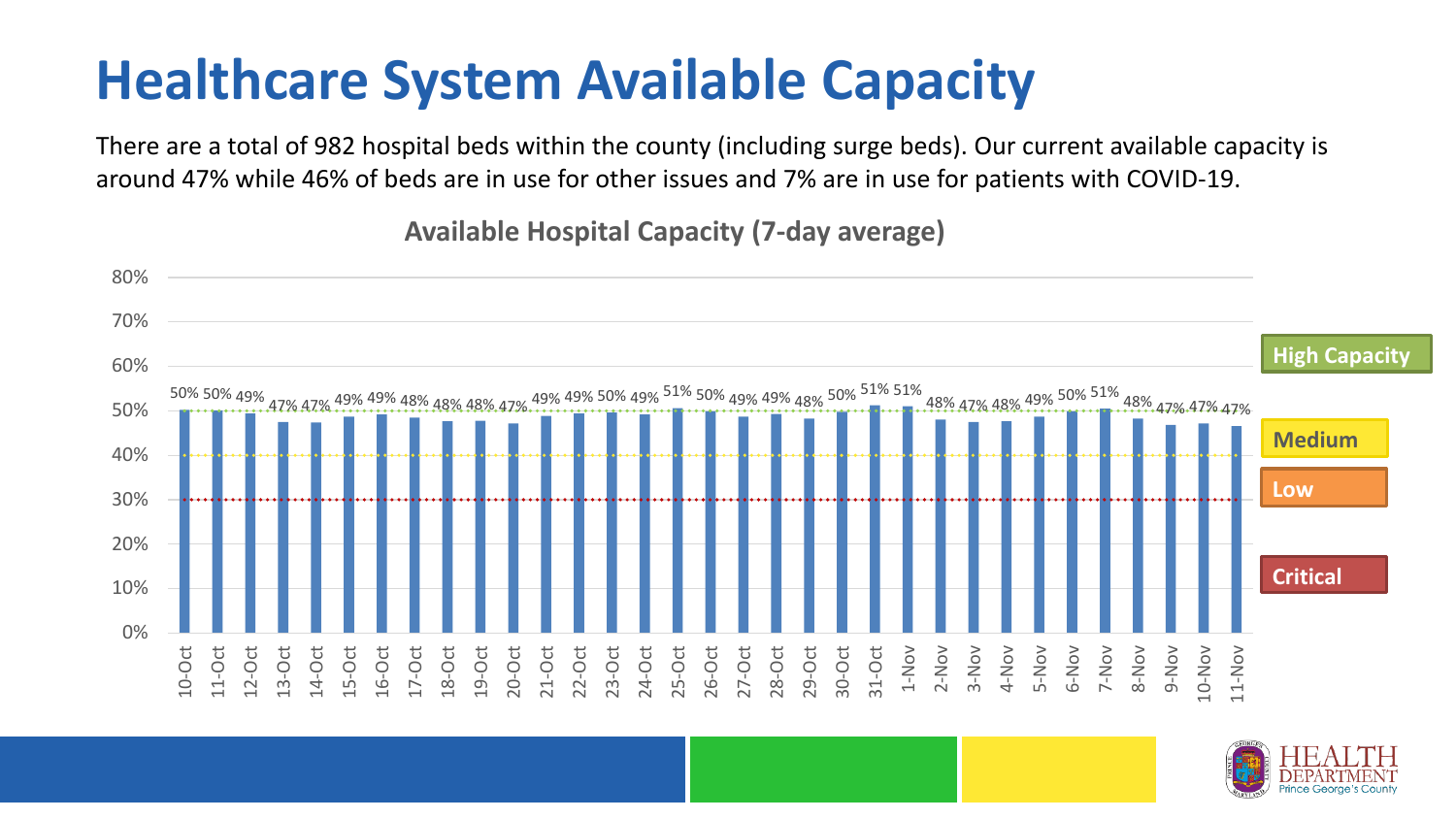# Healthcare System Available Capacity

There are a total of 982 hospital beds within the county (including surge beds). Our current available capacity is around 47% while 46% of beds are in use for other issues and 7% are in use for patients with COVID-19.

Available Hospital Capacity (7-day average)

80%
70%
60%
50%
40%
30%
20%
10%
0%

50% 50% 49% 47% 47% 49% 49% 48% 48% 48% 47% 49% 49% 50% 49% 51% 50% 49% 49% 48% 50% 51% 51% 48% 47% 48% 49% 50% 51% 48% 47% 47% 47%

10-Oct 11-Oct 12-Oct 13-Oct 14-Oct 15-Oct 16-Oct 17-Oct 18-Oct 19-Oct 20-Oct 21-Oct 22-Oct 23-Oct 24-Oct 25-Oct 26-Oct 27-Oct 28-Oct 29-Oct 30-Oct 31-Oct 1-Nov 2-Nov 3-Nov 4-Nov 5-Nov 6-Nov 7-Nov 8-Nov 9-Nov 10-Nov 11-Nov

High Capacity

Medium

Low

Critical